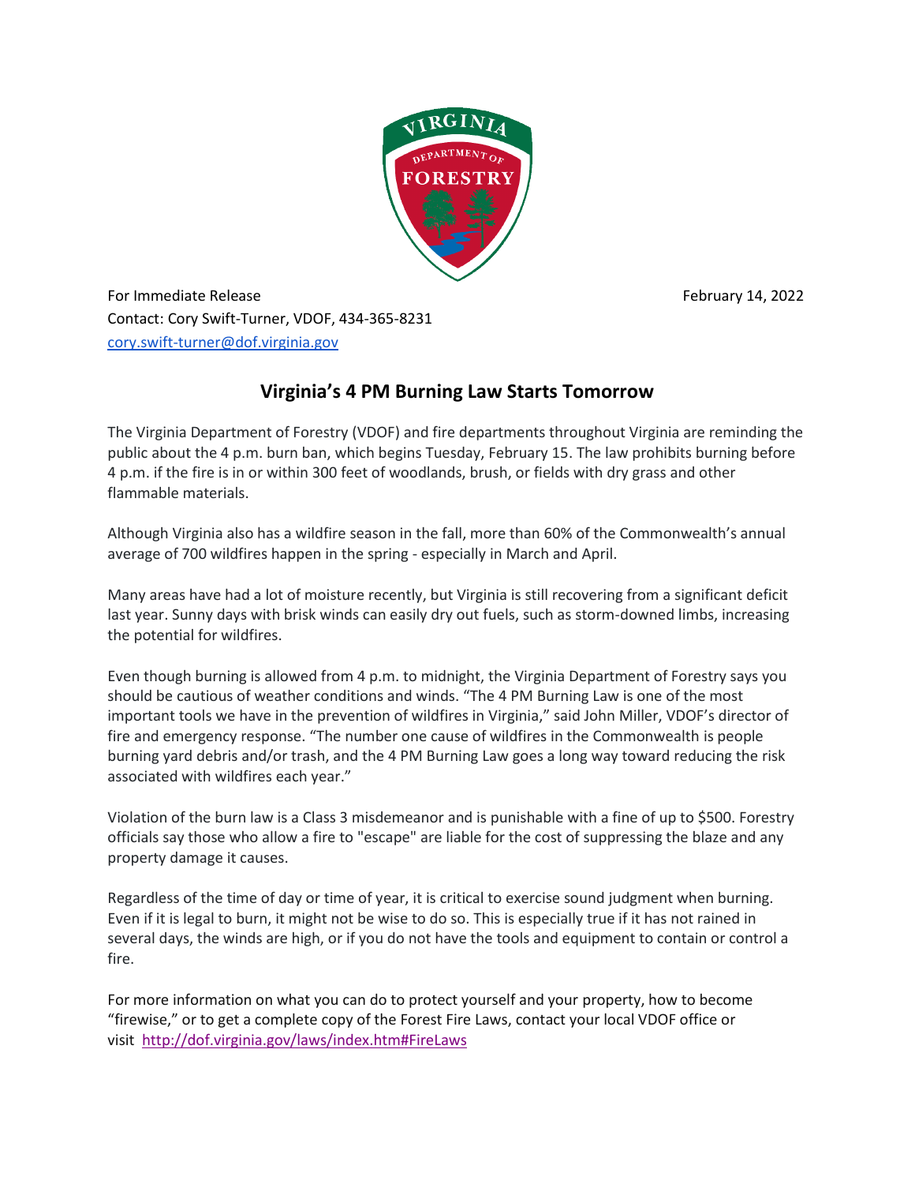For Immediate Release

February 14, 2022

Contact: Cory Swift-Turner, VDOF, 434-365-8231
cory.swift-turner@dof.virginia.gov

# Virginia's 4 PM Burning Law Starts Tomorrow

The Virginia Department of Forestry (VDOF) and fire departments throughout Virginia are reminding the public about the 4 p.m. burn ban, which begins Tuesday, February 15. The law prohibits burning before 4 p.m. if the fire is in or within 300 feet of woodlands, brush, or fields with dry grass and other flammable materials.

Although Virginia also has a wildfire season in the fall, more than 60% of the Commonwealth's annual average of 700 wildfires happen in the spring - especially in March and April.

Many areas have had a lot of moisture recently, but Virginia is still recovering from a significant deficit last year. Sunny days with brisk winds can easily dry out fuels, such as storm-downed limbs, increasing the potential for wildfires.

Even though burning is allowed from 4 p.m. to midnight, the Virginia Department of Forestry says you should be cautious of weather conditions and winds. "The 4 PM Burning Law is one of the most important tools we have in the prevention of wildfires in Virginia," said John Miller, VDOF's director of fire and emergency response. "The number one cause of wildfires in the Commonwealth is people burning yard debris and/or trash, and the 4 PM Burning Law goes a long way toward reducing the risk associated with wildfires each year."

Violation of the burn law is a Class 3 misdemeanor and is punishable with a fine of up to $500. Forestry officials say those who allow a fire to "escape" are liable for the cost of suppressing the blaze and any property damage it causes.

Regardless of the time of day or time of year, it is critical to exercise sound judgment when burning. Even if it is legal to burn, it might not be wise to do so. This is especially true if it has not rained in several days, the winds are high, or if you do not have the tools and equipment to contain or control a fire.

For more information on what you can do to protect yourself and your property, how to become "firewise," or to get a complete copy of the Forest Fire Laws, contact your local VDOF office or visit http://dof.virginia.gov/laws/index.htm#FireLaws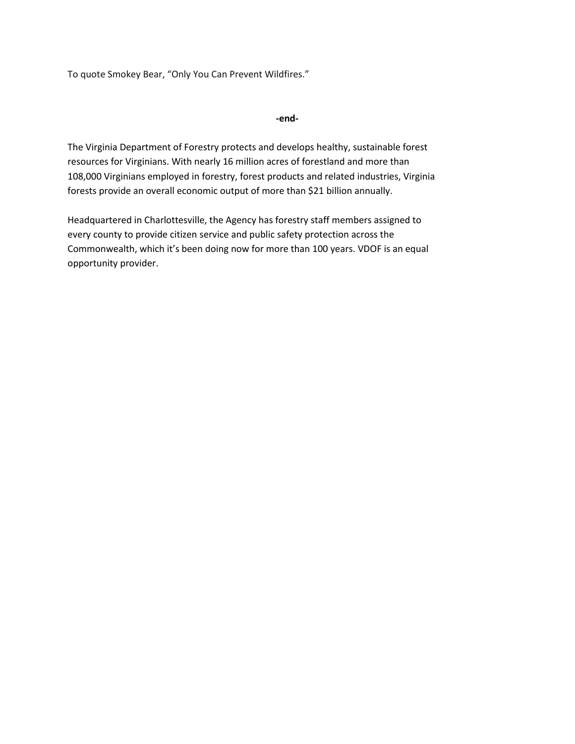To quote Smokey Bear, “Only You Can Prevent Wildfires.”

**-end-**

The Virginia Department of Forestry protects and develops healthy, sustainable forest resources for Virginians. With nearly 16 million acres of forestland and more than 108,000 Virginians employed in forestry, forest products and related industries, Virginia forests provide an overall economic output of more than $21 billion annually.

Headquartered in Charlottesville, the Agency has forestry staff members assigned to every county to provide citizen service and public safety protection across the Commonwealth, which it’s been doing now for more than 100 years. VDOF is an equal opportunity provider.